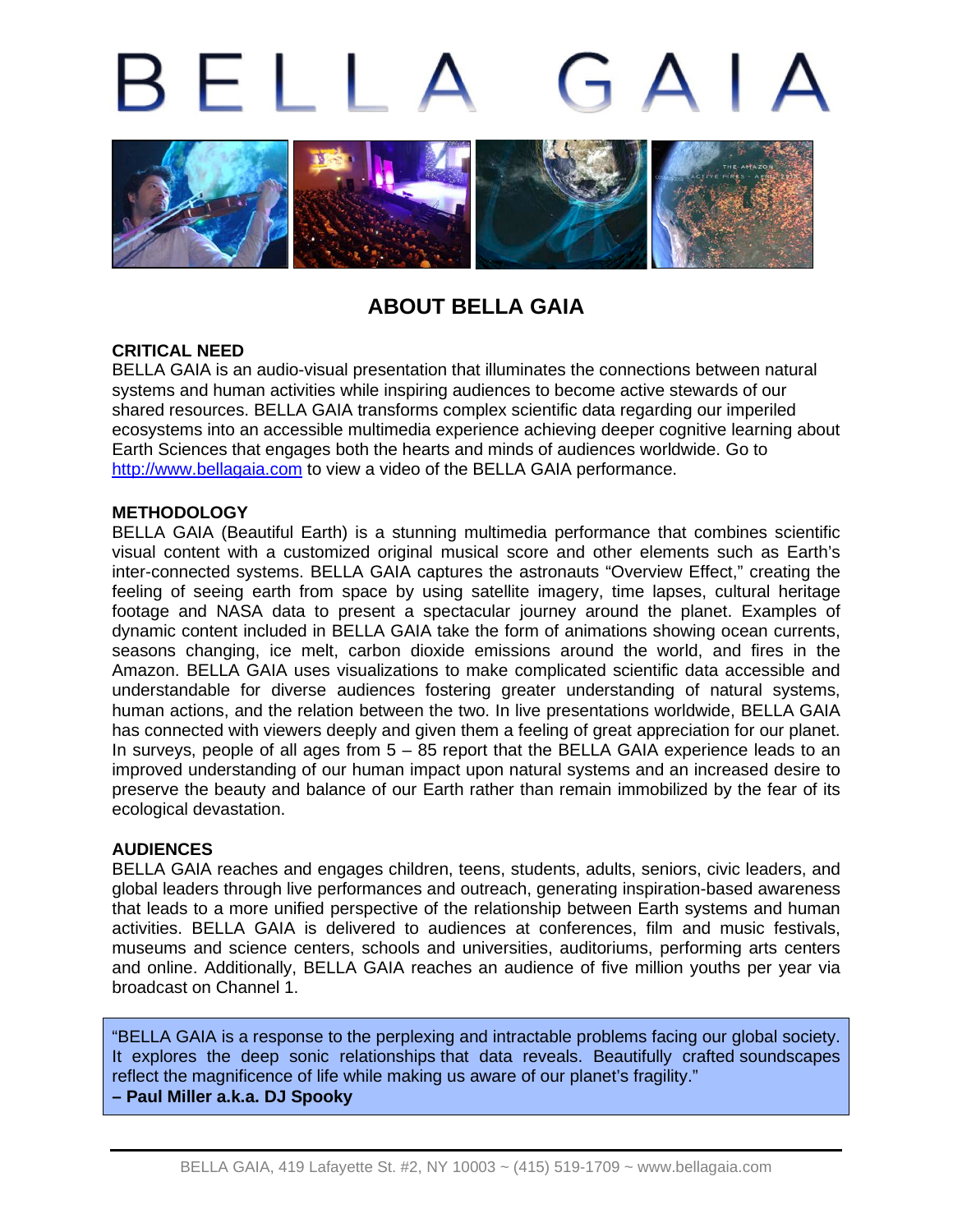# BELLA GAIA

## ABOUT BELLA GAIA

### CRITICAL NEED

BELLA GAIA is an audio-visual presentation that illuminates the connections between natural systems and human activities while inspiring audiences to become active stewards of our shared resources. BELLA GAIA transforms complex scientific data regarding our imperiled ecosystems into an accessible multimedia experience achieving deeper cognitive learning about Earth Sciences that engages both the hearts and minds of audiences worldwide. Go to [http://www.bellagaia.com](http://www.bellagaia.com) to view a video of the BELLA GAIA performance.

### METHODOLOGY

BELLA GAIA (Beautiful Earth) is a stunning multimedia performance that combines scientific visual content with a customized original musical score and other elements such as Earth's inter-connected systems. BELLA GAIA captures the astronauts "Overview Effect," creating the feeling of seeing earth from space by using satellite imagery, time lapses, cultural heritage footage and NASA data to present a spectacular journey around the planet. Examples of dynamic content included in BELLA GAIA take the form of animations showing ocean currents, seasons changing, ice melt, carbon dioxide emissions around the world, and fires in the Amazon. BELLA GAIA uses visualizations to make complicated scientific data accessible and understandable for diverse audiences fostering greater understanding of natural systems, human actions, and the relation between the two. In live presentations worldwide, BELLA GAIA has connected with viewers deeply and given them a feeling of great appreciation for our planet. In surveys, people of all ages from 5 – 85 report that the BELLA GAIA experience leads to an improved understanding of our human impact upon natural systems and an increased desire to preserve the beauty and balance of our Earth rather than remain immobilized by the fear of its ecological devastation.

### AUDIENCES

BELLA GAIA reaches and engages children, teens, students, adults, seniors, civic leaders, and global leaders through live performances and outreach, generating inspiration-based awareness that leads to a more unified perspective of the relationship between Earth systems and human activities. BELLA GAIA is delivered to audiences at conferences, film and music festivals, museums and science centers, schools and universities, auditoriums, performing arts centers and online. Additionally, BELLA GAIA reaches an audience of five million youths per year via broadcast on Channel 1.

> "BELLA GAIA is a response to the perplexing and intractable problems facing our global society. It explores the deep sonic relationships that data reveals. Beautifully crafted soundscapes reflect the magnificence of life while making us aware of our planet's fragility."
> **– Paul Miller a.k.a. DJ Spooky**

BELLA GAIA, 419 Lafayette St. #2, NY 10003 ~ (415) 519-1709 ~ www.bellagaia.com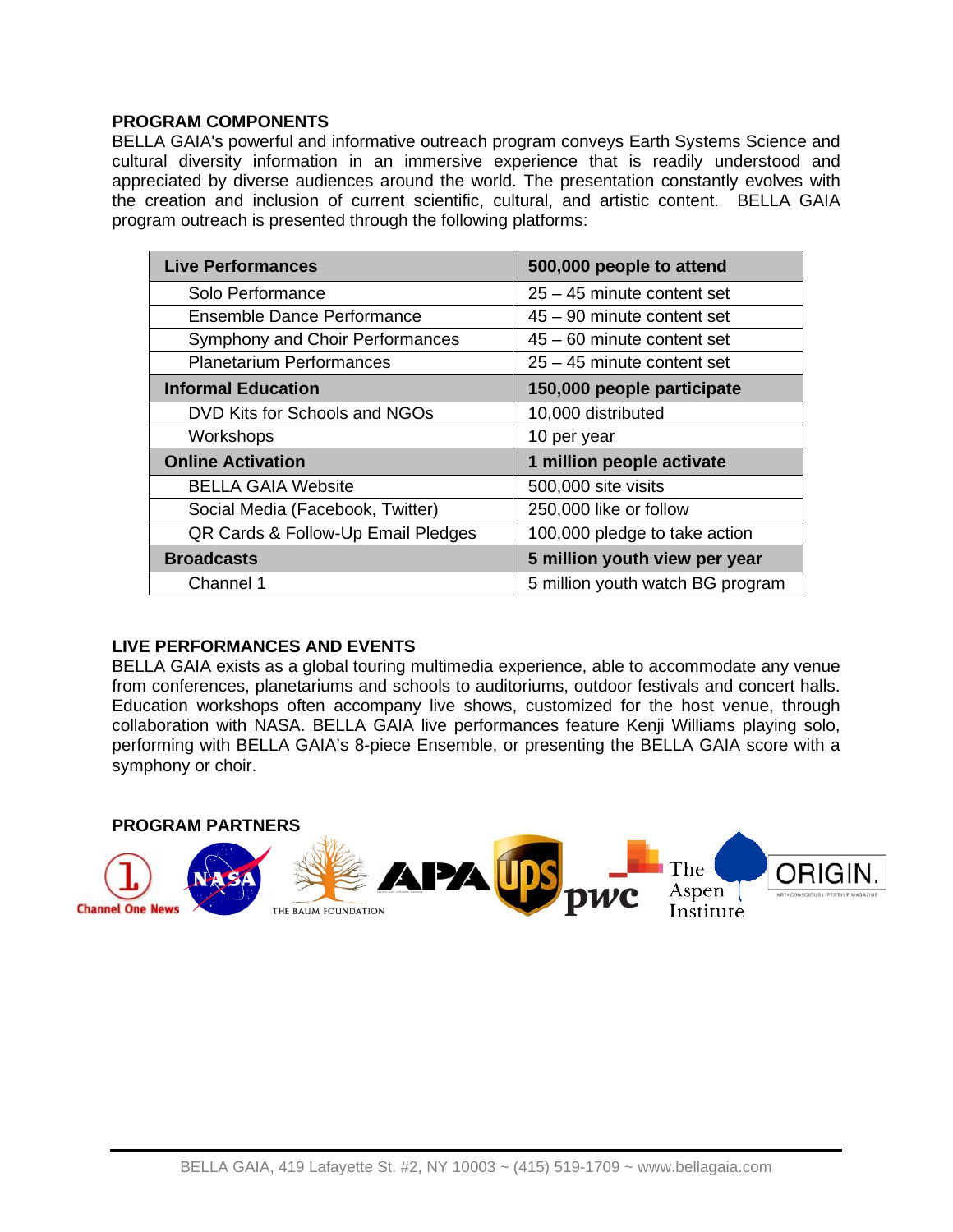## PROGRAM COMPONENTS

BELLA GAIA's powerful and informative outreach program conveys Earth Systems Science and cultural diversity information in an immersive experience that is readily understood and appreciated by diverse audiences around the world. The presentation constantly evolves with the creation and inclusion of current scientific, cultural, and artistic content. BELLA GAIA program outreach is presented through the following platforms:

| **Live Performances** | **500,000 people to attend** |
|---|---|
| Solo Performance | 25 – 45 minute content set |
| Ensemble Dance Performance | 45 – 90 minute content set |
| Symphony and Choir Performances | 45 – 60 minute content set |
| Planetarium Performances | 25 – 45 minute content set |
| **Informal Education** | **150,000 people participate** |
| DVD Kits for Schools and NGOs | 10,000 distributed |
| Workshops | 10 per year |
| **Online Activation** | **1 million people activate** |
| BELLA GAIA Website | 500,000 site visits |
| Social Media (Facebook, Twitter) | 250,000 like or follow |
| QR Cards & Follow-Up Email Pledges | 100,000 pledge to take action |
| **Broadcasts** | **5 million youth view per year** |
| Channel 1 | 5 million youth watch BG program |

## LIVE PERFORMANCES AND EVENTS

BELLA GAIA exists as a global touring multimedia experience, able to accommodate any venue from conferences, planetariums and schools to auditoriums, outdoor festivals and concert halls. Education workshops often accompany live shows, customized for the host venue, through collaboration with NASA. BELLA GAIA live performances feature Kenji Williams playing solo, performing with BELLA GAIA's 8-piece Ensemble, or presenting the BELLA GAIA score with a symphony or choir.

## PROGRAM PARTNERS

Channel One News · NASA · THE BAUM FOUNDATION · APA · UPS · pwc · The Aspen Institute · ORIGIN.